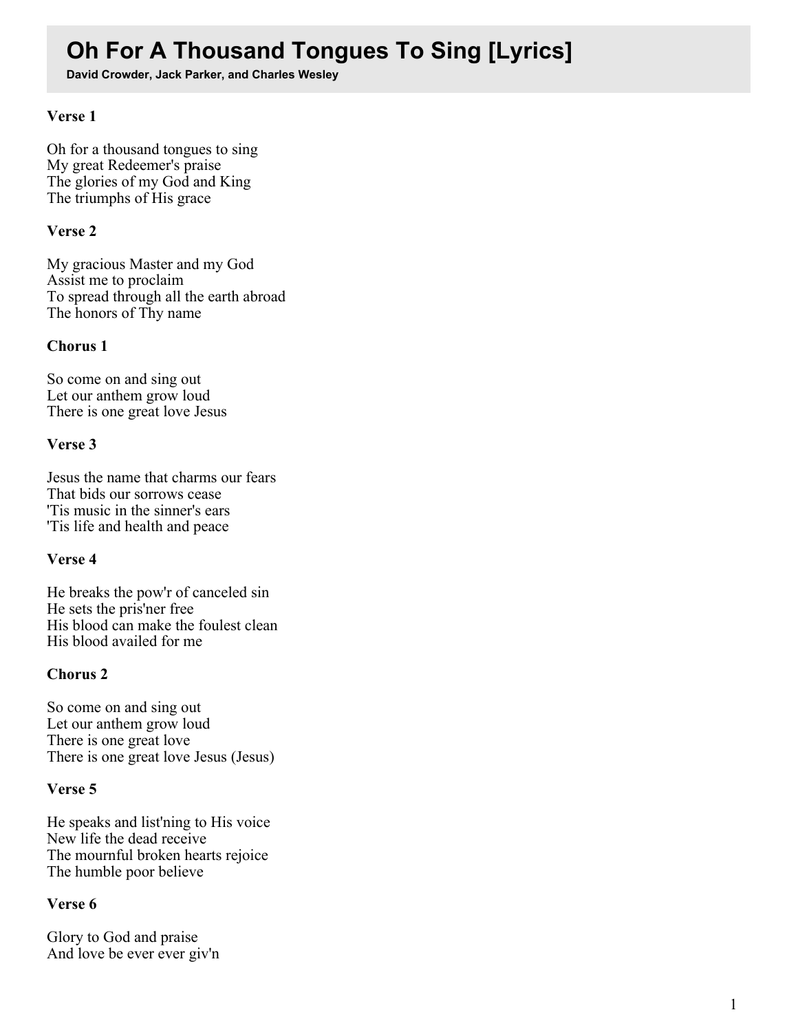# Oh For A Thousand Tongues To Sing [Lyrics]

**David Crowder, Jack Parker, and Charles Wesley**

**Verse 1**

Oh for a thousand tongues to sing
My great Redeemer's praise
The glories of my God and King
The triumphs of His grace

**Verse 2**

My gracious Master and my God
Assist me to proclaim
To spread through all the earth abroad
The honors of Thy name

**Chorus 1**

So come on and sing out
Let our anthem grow loud
There is one great love Jesus

**Verse 3**

Jesus the name that charms our fears
That bids our sorrows cease
'Tis music in the sinner's ears
'Tis life and health and peace

**Verse 4**

He breaks the pow'r of canceled sin
He sets the pris'ner free
His blood can make the foulest clean
His blood availed for me

**Chorus 2**

So come on and sing out
Let our anthem grow loud
There is one great love
There is one great love Jesus (Jesus)

**Verse 5**

He speaks and list'ning to His voice
New life the dead receive
The mournful broken hearts rejoice
The humble poor believe

**Verse 6**

Glory to God and praise
And love be ever ever giv'n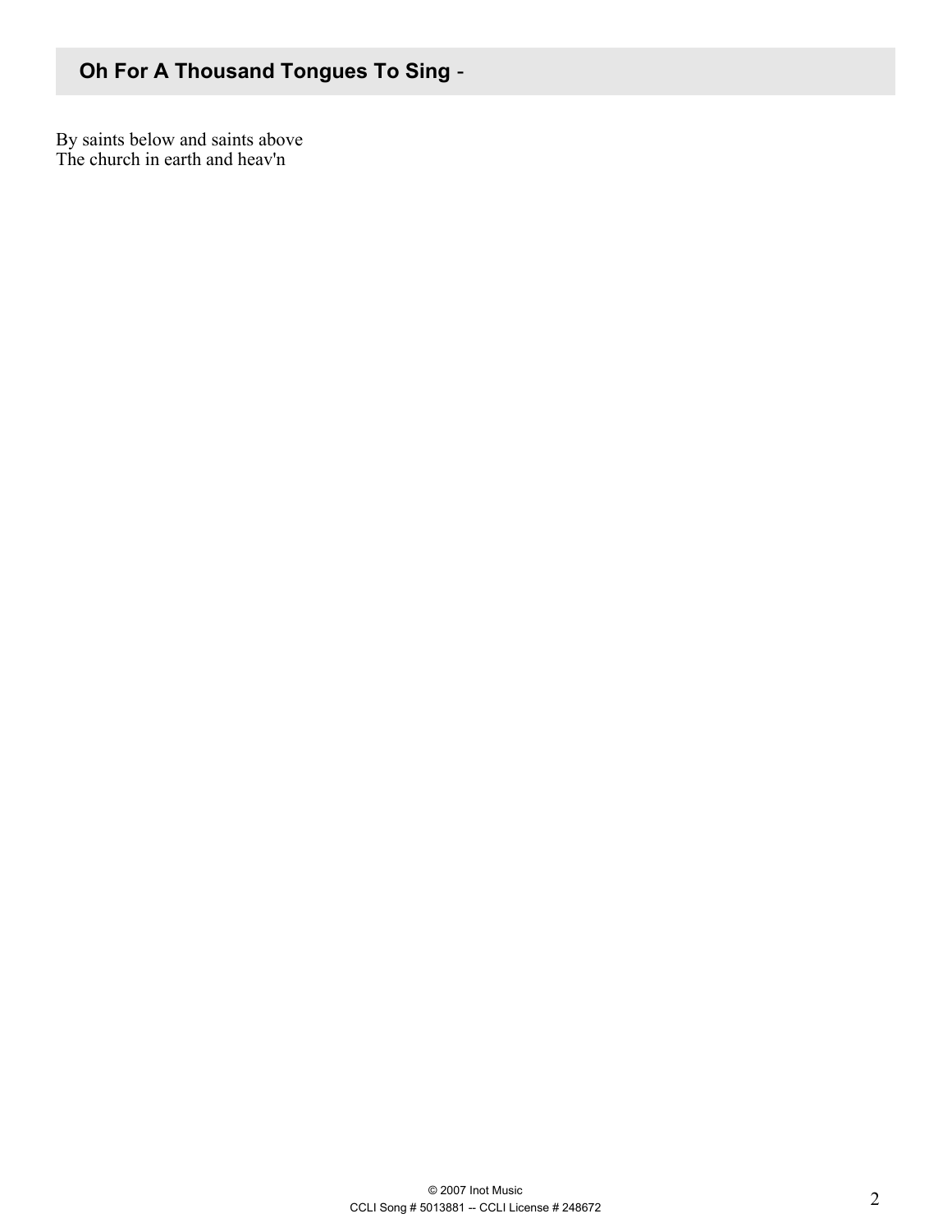## Oh For A Thousand Tongues To Sing -

By saints below and saints above
The church in earth and heav'n

© 2007 Inot Music
CCLI Song # 5013881 -- CCLI License # 248672